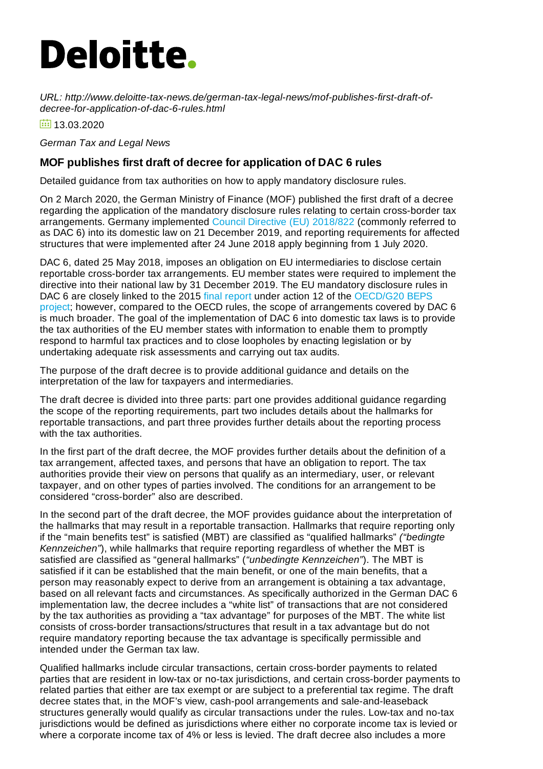# Deloitte.

*URL: http://www.deloitte-tax-news.de/german-tax-legal-news/mof-publishes-first-draft-of-decree-for-application-of-dac-6-rules.html*

13.03.2020

*German Tax and Legal News*

### MOF publishes first draft of decree for application of DAC 6 rules

Detailed guidance from tax authorities on how to apply mandatory disclosure rules.

On 2 March 2020, the German Ministry of Finance (MOF) published the first draft of a decree regarding the application of the mandatory disclosure rules relating to certain cross-border tax arrangements. Germany implemented Council Directive (EU) 2018/822 (commonly referred to as DAC 6) into its domestic law on 21 December 2019, and reporting requirements for affected structures that were implemented after 24 June 2018 apply beginning from 1 July 2020.

DAC 6, dated 25 May 2018, imposes an obligation on EU intermediaries to disclose certain reportable cross-border tax arrangements. EU member states were required to implement the directive into their national law by 31 December 2019. The EU mandatory disclosure rules in DAC 6 are closely linked to the 2015 final report under action 12 of the OECD/G20 BEPS project; however, compared to the OECD rules, the scope of arrangements covered by DAC 6 is much broader. The goal of the implementation of DAC 6 into domestic tax laws is to provide the tax authorities of the EU member states with information to enable them to promptly respond to harmful tax practices and to close loopholes by enacting legislation or by undertaking adequate risk assessments and carrying out tax audits.

The purpose of the draft decree is to provide additional guidance and details on the interpretation of the law for taxpayers and intermediaries.

The draft decree is divided into three parts: part one provides additional guidance regarding the scope of the reporting requirements, part two includes details about the hallmarks for reportable transactions, and part three provides further details about the reporting process with the tax authorities.

In the first part of the draft decree, the MOF provides further details about the definition of a tax arrangement, affected taxes, and persons that have an obligation to report. The tax authorities provide their view on persons that qualify as an intermediary, user, or relevant taxpayer, and on other types of parties involved. The conditions for an arrangement to be considered "cross-border" also are described.

In the second part of the draft decree, the MOF provides guidance about the interpretation of the hallmarks that may result in a reportable transaction. Hallmarks that require reporting only if the "main benefits test" is satisfied (MBT) are classified as "qualified hallmarks" *("bedingte Kennzeichen")*, while hallmarks that require reporting regardless of whether the MBT is satisfied are classified as "general hallmarks" (*"unbedingte Kennzeichen"*). The MBT is satisfied if it can be established that the main benefit, or one of the main benefits, that a person may reasonably expect to derive from an arrangement is obtaining a tax advantage, based on all relevant facts and circumstances. As specifically authorized in the German DAC 6 implementation law, the decree includes a "white list" of transactions that are not considered by the tax authorities as providing a "tax advantage" for purposes of the MBT. The white list consists of cross-border transactions/structures that result in a tax advantage but do not require mandatory reporting because the tax advantage is specifically permissible and intended under the German tax law.

Qualified hallmarks include circular transactions, certain cross-border payments to related parties that are resident in low-tax or no-tax jurisdictions, and certain cross-border payments to related parties that either are tax exempt or are subject to a preferential tax regime. The draft decree states that, in the MOF's view, cash-pool arrangements and sale-and-leaseback structures generally would qualify as circular transactions under the rules. Low-tax and no-tax jurisdictions would be defined as jurisdictions where either no corporate income tax is levied or where a corporate income tax of 4% or less is levied. The draft decree also includes a more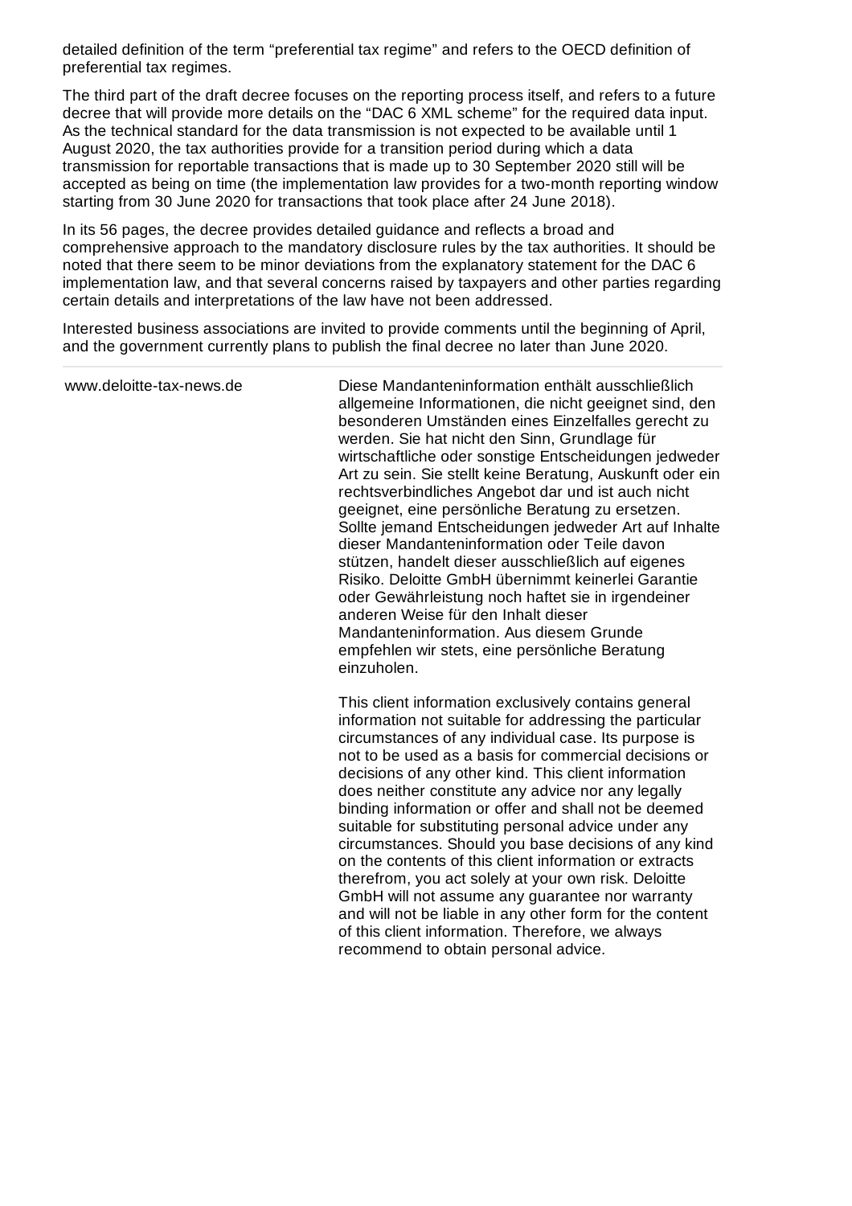detailed definition of the term “preferential tax regime” and refers to the OECD definition of preferential tax regimes.

The third part of the draft decree focuses on the reporting process itself, and refers to a future decree that will provide more details on the “DAC 6 XML scheme” for the required data input. As the technical standard for the data transmission is not expected to be available until 1 August 2020, the tax authorities provide for a transition period during which a data transmission for reportable transactions that is made up to 30 September 2020 still will be accepted as being on time (the implementation law provides for a two-month reporting window starting from 30 June 2020 for transactions that took place after 24 June 2018).

In its 56 pages, the decree provides detailed guidance and reflects a broad and comprehensive approach to the mandatory disclosure rules by the tax authorities. It should be noted that there seem to be minor deviations from the explanatory statement for the DAC 6 implementation law, and that several concerns raised by taxpayers and other parties regarding certain details and interpretations of the law have not been addressed.

Interested business associations are invited to provide comments until the beginning of April, and the government currently plans to publish the final decree no later than June 2020.

---

www.deloitte-tax-news.de

Diese Mandanteninformation enthält ausschließlich allgemeine Informationen, die nicht geeignet sind, den besonderen Umständen eines Einzelfalles gerecht zu werden. Sie hat nicht den Sinn, Grundlage für wirtschaftliche oder sonstige Entscheidungen jedweder Art zu sein. Sie stellt keine Beratung, Auskunft oder ein rechtsverbindliches Angebot dar und ist auch nicht geeignet, eine persönliche Beratung zu ersetzen. Sollte jemand Entscheidungen jedweder Art auf Inhalte dieser Mandanteninformation oder Teile davon stützen, handelt dieser ausschließlich auf eigenes Risiko. Deloitte GmbH übernimmt keinerlei Garantie oder Gewährleistung noch haftet sie in irgendeiner anderen Weise für den Inhalt dieser Mandanteninformation. Aus diesem Grunde empfehlen wir stets, eine persönliche Beratung einzuholen.

This client information exclusively contains general information not suitable for addressing the particular circumstances of any individual case. Its purpose is not to be used as a basis for commercial decisions or decisions of any other kind. This client information does neither constitute any advice nor any legally binding information or offer and shall not be deemed suitable for substituting personal advice under any circumstances. Should you base decisions of any kind on the contents of this client information or extracts therefrom, you act solely at your own risk. Deloitte GmbH will not assume any guarantee nor warranty and will not be liable in any other form for the content of this client information. Therefore, we always recommend to obtain personal advice.